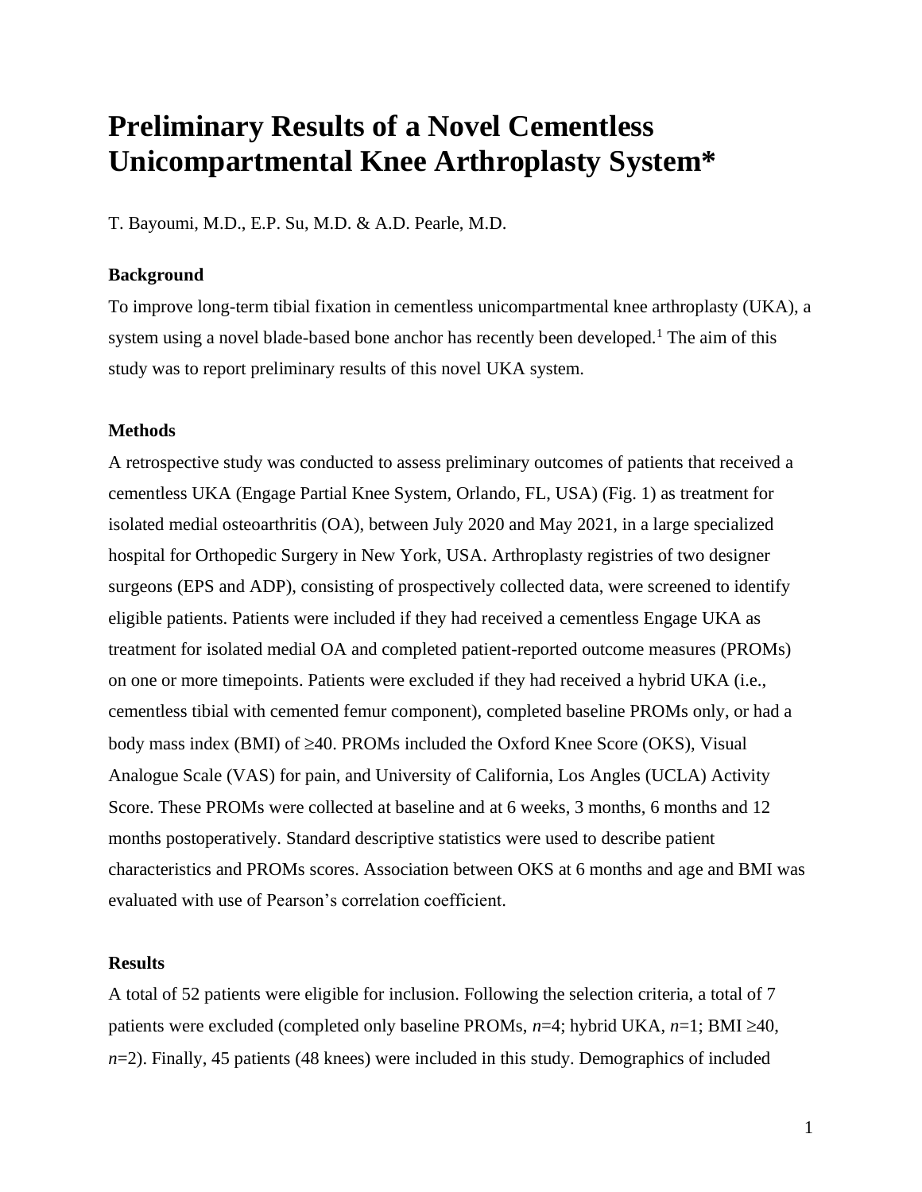# Preliminary Results of a Novel Cementless Unicompartmental Knee Arthroplasty System*

T. Bayoumi, M.D., E.P. Su, M.D. & A.D. Pearle, M.D.

### Background

To improve long-term tibial fixation in cementless unicompartmental knee arthroplasty (UKA), a system using a novel blade-based bone anchor has recently been developed.[1] The aim of this study was to report preliminary results of this novel UKA system.

### Methods

A retrospective study was conducted to assess preliminary outcomes of patients that received a cementless UKA (Engage Partial Knee System, Orlando, FL, USA) (Fig. 1) as treatment for isolated medial osteoarthritis (OA), between July 2020 and May 2021, in a large specialized hospital for Orthopedic Surgery in New York, USA. Arthroplasty registries of two designer surgeons (EPS and ADP), consisting of prospectively collected data, were screened to identify eligible patients. Patients were included if they had received a cementless Engage UKA as treatment for isolated medial OA and completed patient-reported outcome measures (PROMs) on one or more timepoints. Patients were excluded if they had received a hybrid UKA (i.e., cementless tibial with cemented femur component), completed baseline PROMs only, or had a body mass index (BMI) of ≥40. PROMs included the Oxford Knee Score (OKS), Visual Analogue Scale (VAS) for pain, and University of California, Los Angles (UCLA) Activity Score. These PROMs were collected at baseline and at 6 weeks, 3 months, 6 months and 12 months postoperatively. Standard descriptive statistics were used to describe patient characteristics and PROMs scores. Association between OKS at 6 months and age and BMI was evaluated with use of Pearson's correlation coefficient.

### Results

A total of 52 patients were eligible for inclusion. Following the selection criteria, a total of 7 patients were excluded (completed only baseline PROMs, *n*=4; hybrid UKA, *n*=1; BMI ≥40, *n*=2). Finally, 45 patients (48 knees) were included in this study. Demographics of included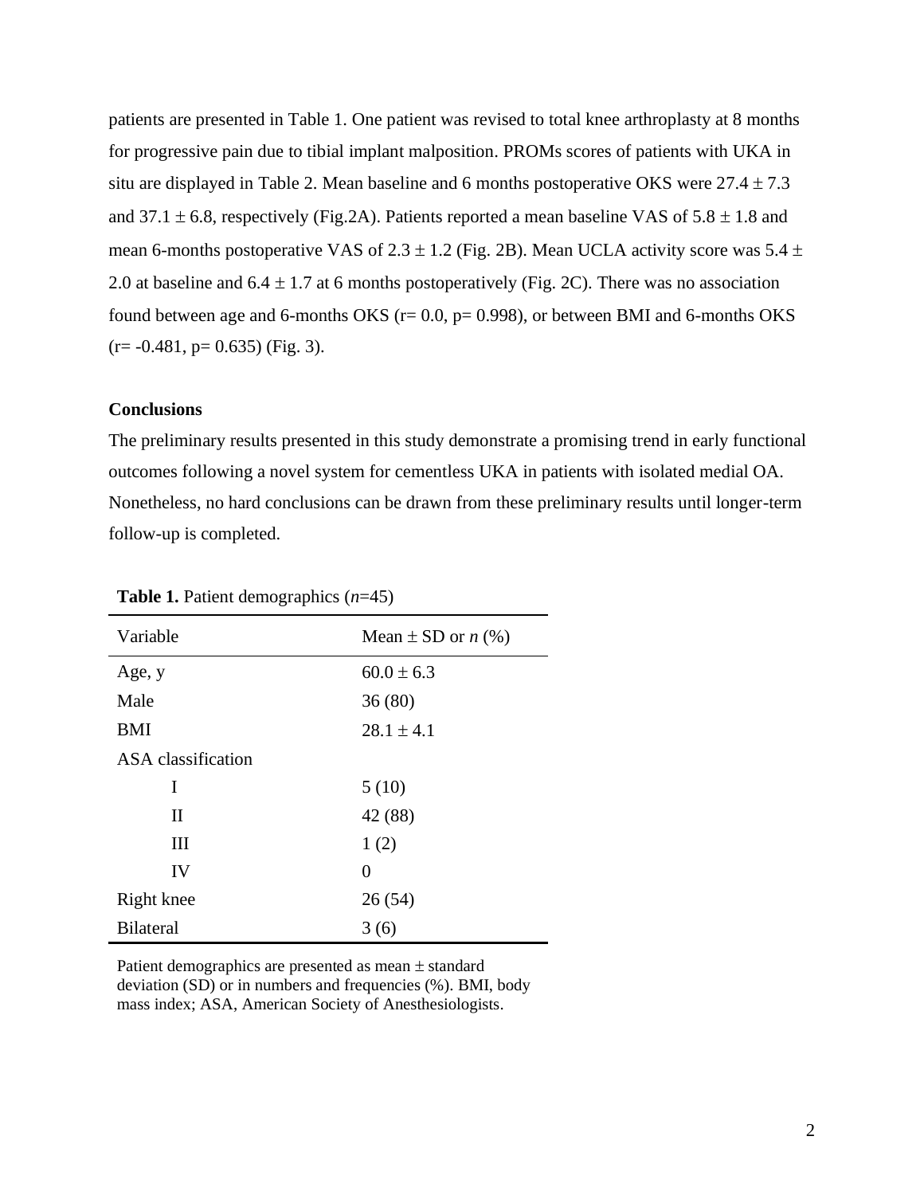patients are presented in Table 1. One patient was revised to total knee arthroplasty at 8 months for progressive pain due to tibial implant malposition. PROMs scores of patients with UKA in situ are displayed in Table 2. Mean baseline and 6 months postoperative OKS were 27.4 ± 7.3 and 37.1 ± 6.8, respectively (Fig.2A). Patients reported a mean baseline VAS of 5.8 ± 1.8 and mean 6-months postoperative VAS of 2.3 ± 1.2 (Fig. 2B). Mean UCLA activity score was 5.4 ± 2.0 at baseline and 6.4 ± 1.7 at 6 months postoperatively (Fig. 2C). There was no association found between age and 6-months OKS (r= 0.0, p= 0.998), or between BMI and 6-months OKS (r= -0.481, p= 0.635) (Fig. 3).

**Conclusions**

The preliminary results presented in this study demonstrate a promising trend in early functional outcomes following a novel system for cementless UKA in patients with isolated medial OA. Nonetheless, no hard conclusions can be drawn from these preliminary results until longer-term follow-up is completed.

**Table 1.** Patient demographics (*n*=45)

| Variable | Mean ± SD or *n* (%) |
|---|---|
| Age, y | 60.0 ± 6.3 |
| Male | 36 (80) |
| BMI | 28.1 ± 4.1 |
| ASA classification | |
| I | 5 (10) |
| II | 42 (88) |
| III | 1 (2) |
| IV | 0 |
| Right knee | 26 (54) |
| Bilateral | 3 (6) |

Patient demographics are presented as mean ± standard deviation (SD) or in numbers and frequencies (%). BMI, body mass index; ASA, American Society of Anesthesiologists.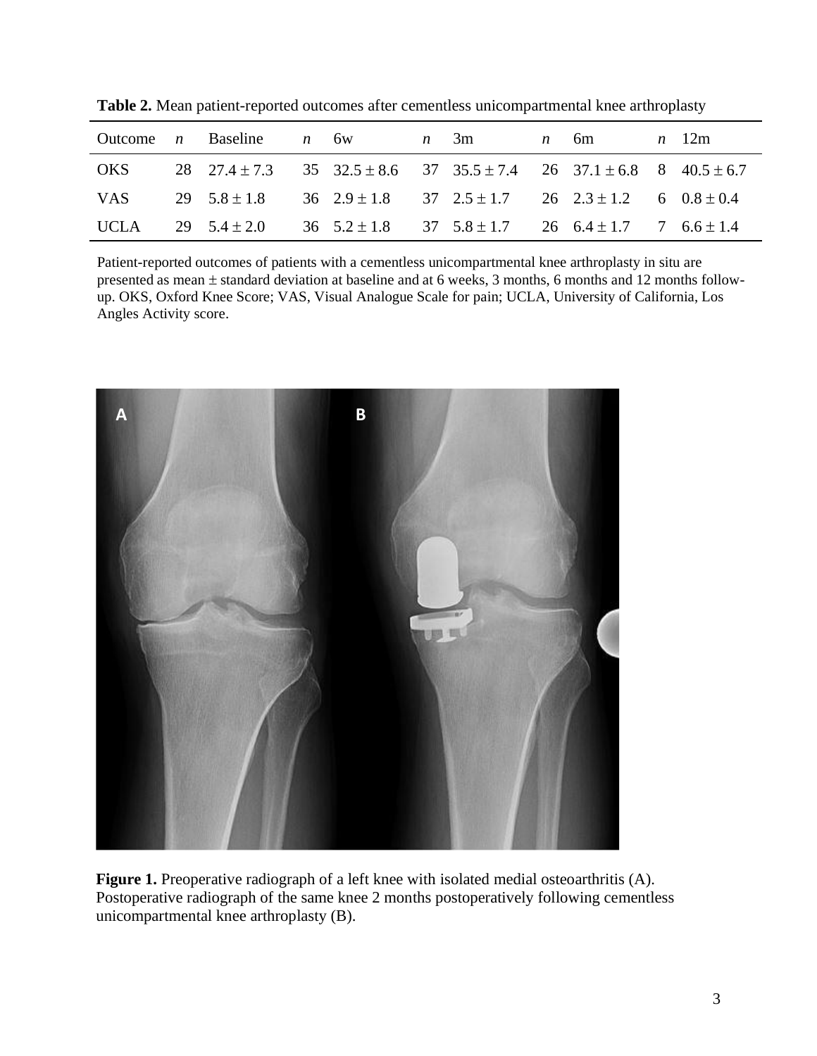**Table 2.** Mean patient-reported outcomes after cementless unicompartmental knee arthroplasty

| Outcome | *n* | Baseline | *n* | 6w | *n* | 3m | *n* | 6m | *n* | 12m |
|---|---|---|---|---|---|---|---|---|---|---|
| OKS | 28 | 27.4 ± 7.3 | 35 | 32.5 ± 8.6 | 37 | 35.5 ± 7.4 | 26 | 37.1 ± 6.8 | 8 | 40.5 ± 6.7 |
| VAS | 29 | 5.8 ± 1.8 | 36 | 2.9 ± 1.8 | 37 | 2.5 ± 1.7 | 26 | 2.3 ± 1.2 | 6 | 0.8 ± 0.4 |
| UCLA | 29 | 5.4 ± 2.0 | 36 | 5.2 ± 1.8 | 37 | 5.8 ± 1.7 | 26 | 6.4 ± 1.7 | 7 | 6.6 ± 1.4 |

Patient-reported outcomes of patients with a cementless unicompartmental knee arthroplasty in situ are presented as mean ± standard deviation at baseline and at 6 weeks, 3 months, 6 months and 12 months follow-up. OKS, Oxford Knee Score; VAS, Visual Analogue Scale for pain; UCLA, University of California, Los Angles Activity score.

**Figure 1.** Preoperative radiograph of a left knee with isolated medial osteoarthritis (A). Postoperative radiograph of the same knee 2 months postoperatively following cementless unicompartmental knee arthroplasty (B).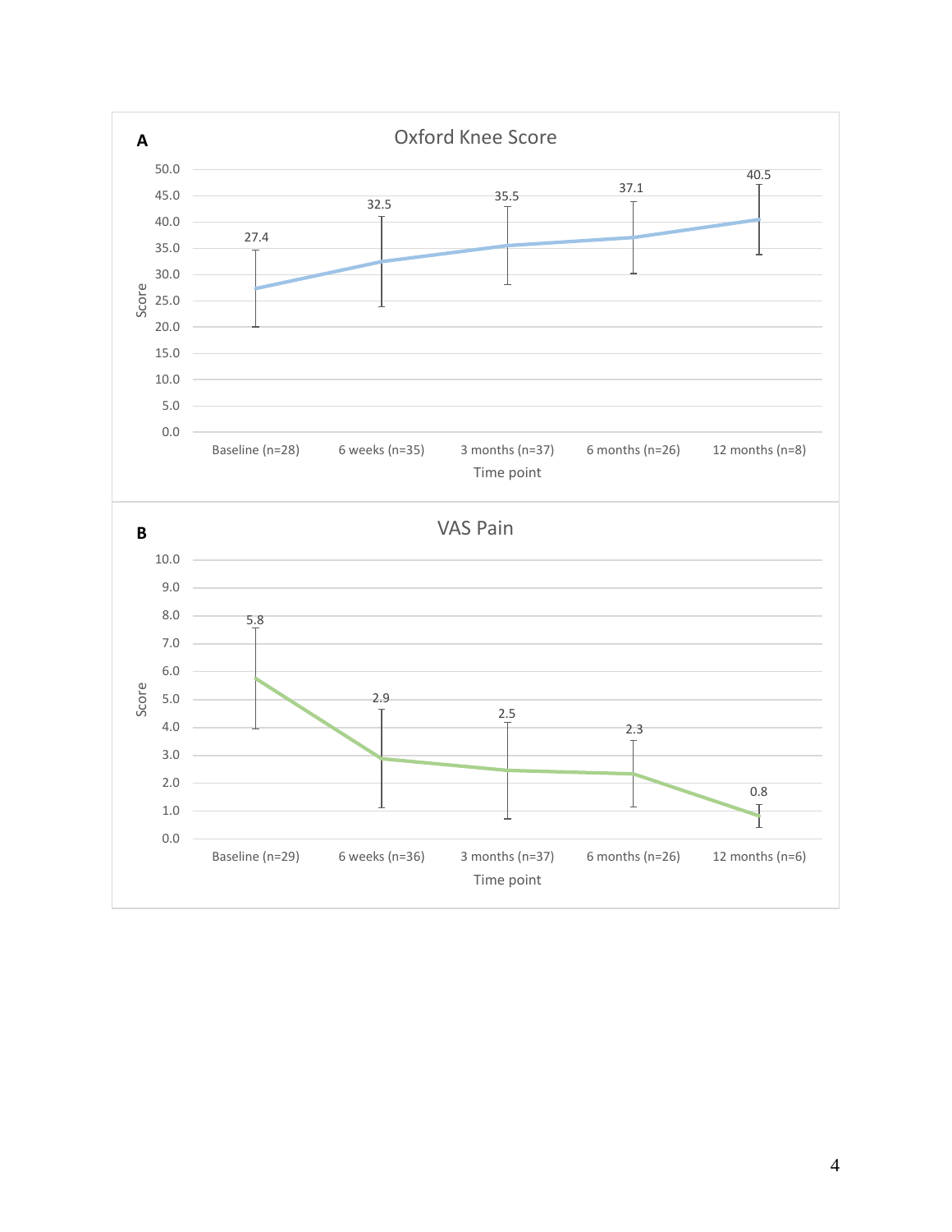**A**

Oxford Knee Score

| Time point | Score |
| --- | --- |
| Baseline (n=28) | 27.4 |
| 6 weeks (n=35) | 32.5 |
| 3 months (n=37) | 35.5 |
| 6 months (n=26) | 37.1 |
| 12 months (n=8) | 40.5 |

**B**

VAS Pain

| Time point | Score |
| --- | --- |
| Baseline (n=29) | 5.8 |
| 6 weeks (n=36) | 2.9 |
| 3 months (n=37) | 2.5 |
| 6 months (n=26) | 2.3 |
| 12 months (n=6) | 0.8 |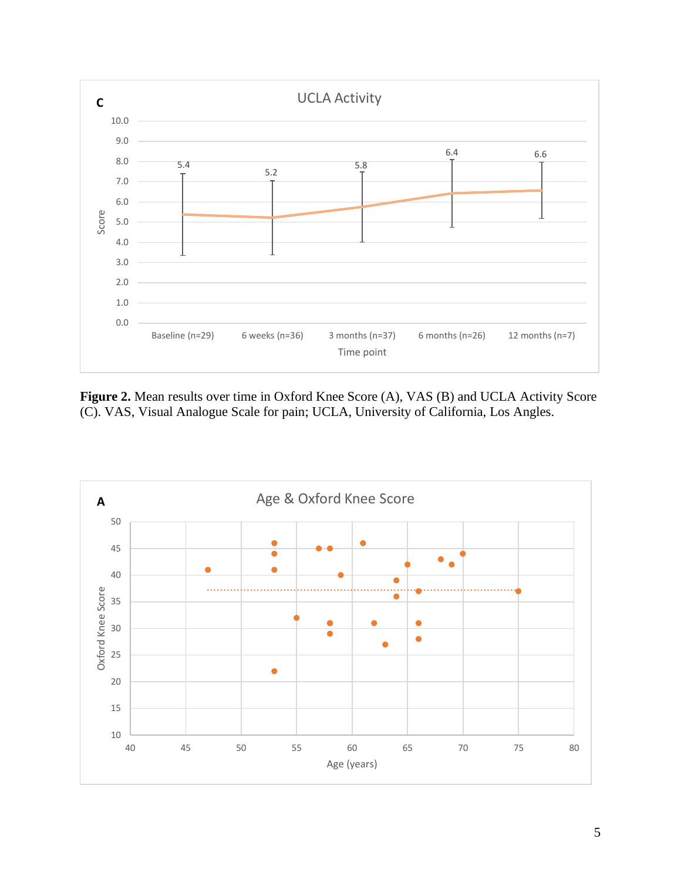**Figure 2.** Mean results over time in Oxford Knee Score (A), VAS (B) and UCLA Activity Score (C). VAS, Visual Analogue Scale for pain; UCLA, University of California, Los Angles.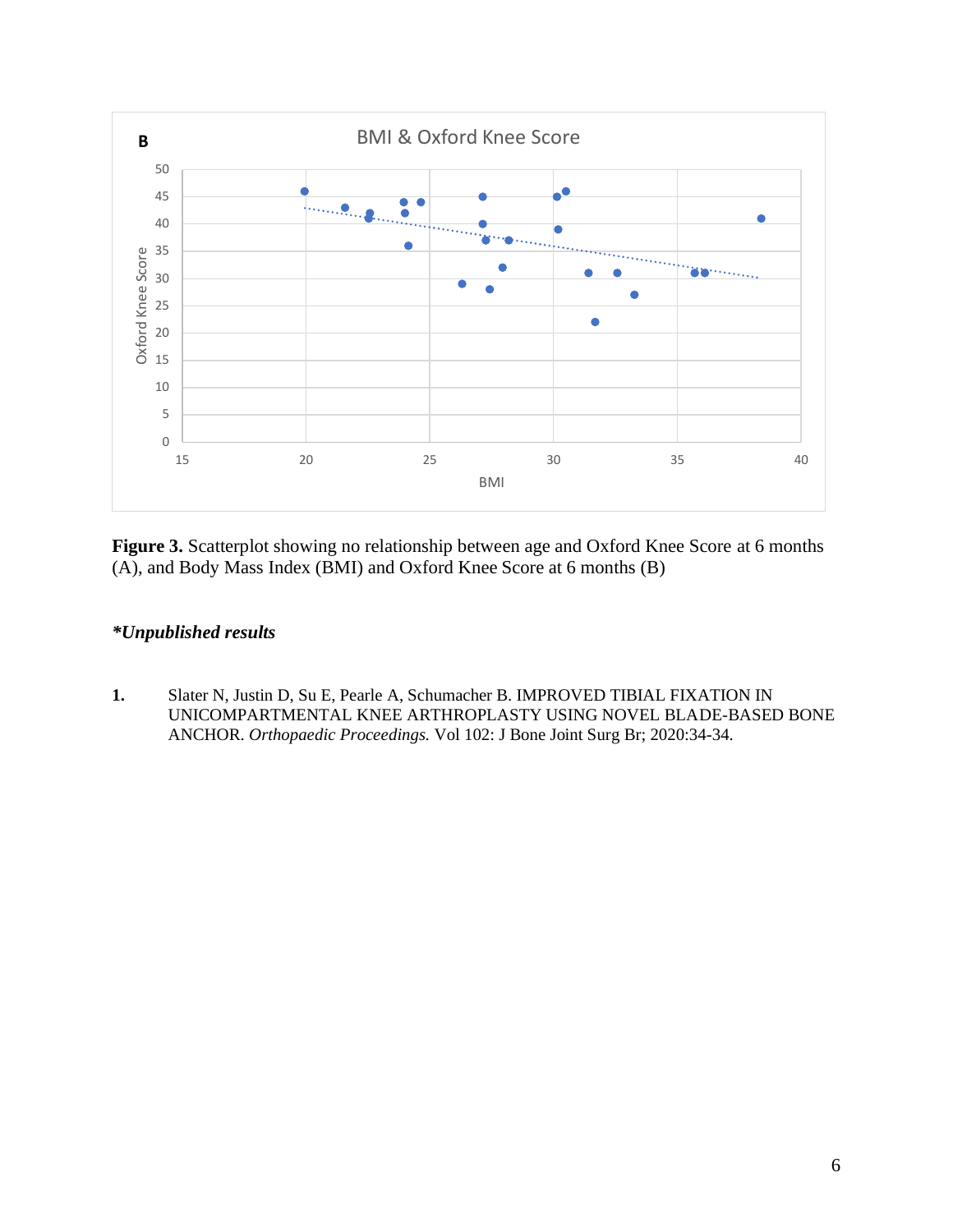B

BMI & Oxford Knee Score

Oxford Knee Score

50
45
40
35
30
25
20
15
10
5
0

15
20
25
30
35
40

BMI

**Figure 3.** Scatterplot showing no relationship between age and Oxford Knee Score at 6 months (A), and Body Mass Index (BMI) and Oxford Knee Score at 6 months (B)

***Unpublished results**

**1.** Slater N, Justin D, Su E, Pearle A, Schumacher B. IMPROVED TIBIAL FIXATION IN UNICOMPARTMENTAL KNEE ARTHROPLASTY USING NOVEL BLADE-BASED BONE ANCHOR. *Orthopaedic Proceedings.* Vol 102: J Bone Joint Surg Br; 2020:34-34.